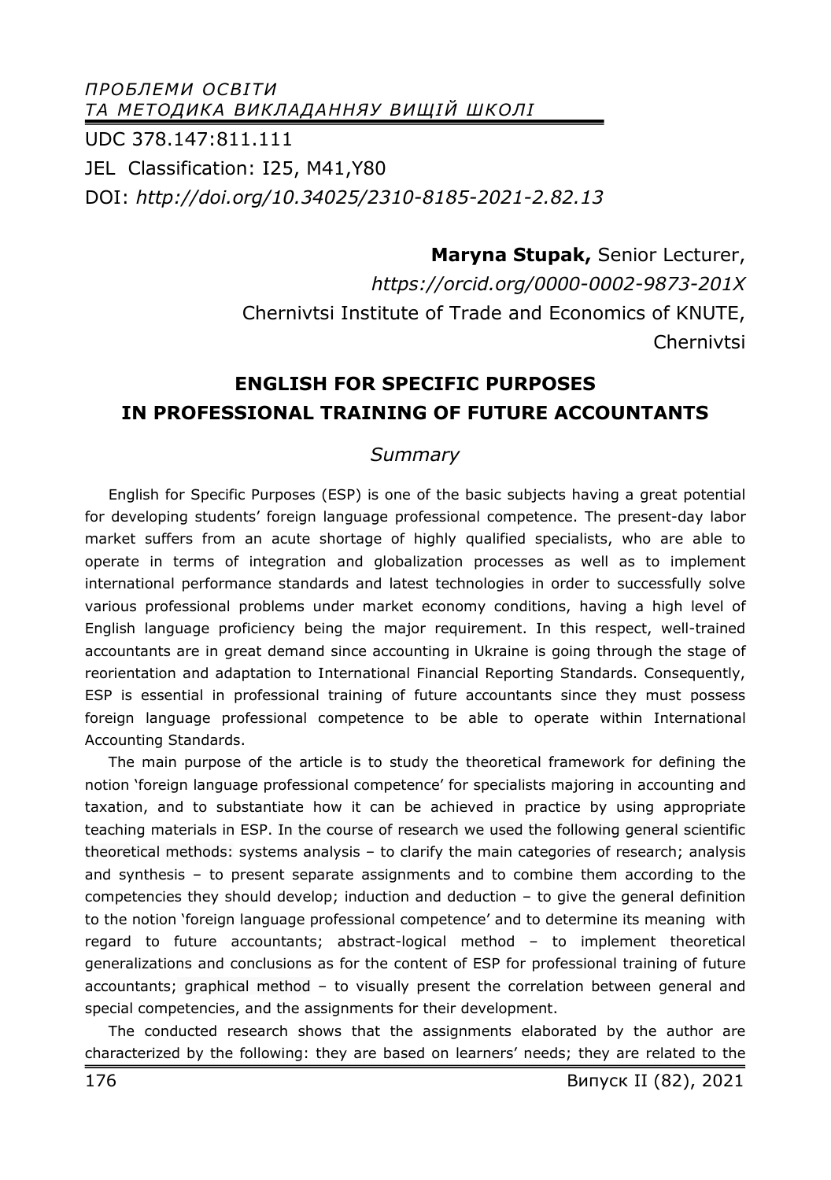UDC 378.147:811.111

JEL Classification: I25, M41,Y80

DOI: *http://doi.org/10.34025/2310-8185-2021-2.82.13*

**Maryna Stupak,** Senior Lecturer,
*https://orcid.org/0000-0002-9873-201X*
Chernivtsi Institute of Trade and Economics of KNUTE,
Chernivtsi

# ENGLISH FOR SPECIFIC PURPOSES IN PROFESSIONAL TRAINING OF FUTURE ACCOUNTANTS

## *Summary*

English for Specific Purposes (ESP) is one of the basic subjects having a great potential for developing students' foreign language professional competence. The present-day labor market suffers from an acute shortage of highly qualified specialists, who are able to operate in terms of integration and globalization processes as well as to implement international performance standards and latest technologies in order to successfully solve various professional problems under market economy conditions, having a high level of English language proficiency being the major requirement. In this respect, well-trained accountants are in great demand since accounting in Ukraine is going through the stage of reorientation and adaptation to International Financial Reporting Standards. Consequently, ESP is essential in professional training of future accountants since they must possess foreign language professional competence to be able to operate within International Accounting Standards.

The main purpose of the article is to study the theoretical framework for defining the notion 'foreign language professional competence' for specialists majoring in accounting and taxation, and to substantiate how it can be achieved in practice by using appropriate teaching materials in ESP. In the course of research we used the following general scientific theoretical methods: systems analysis – to clarify the main categories of research; analysis and synthesis – to present separate assignments and to combine them according to the competencies they should develop; induction and deduction – to give the general definition to the notion 'foreign language professional competence' and to determine its meaning with regard to future accountants; abstract-logical method – to implement theoretical generalizations and conclusions as for the content of ESP for professional training of future accountants; graphical method – to visually present the correlation between general and special competencies, and the assignments for their development.

The conducted research shows that the assignments elaborated by the author are characterized by the following: they are based on learners' needs; they are related to the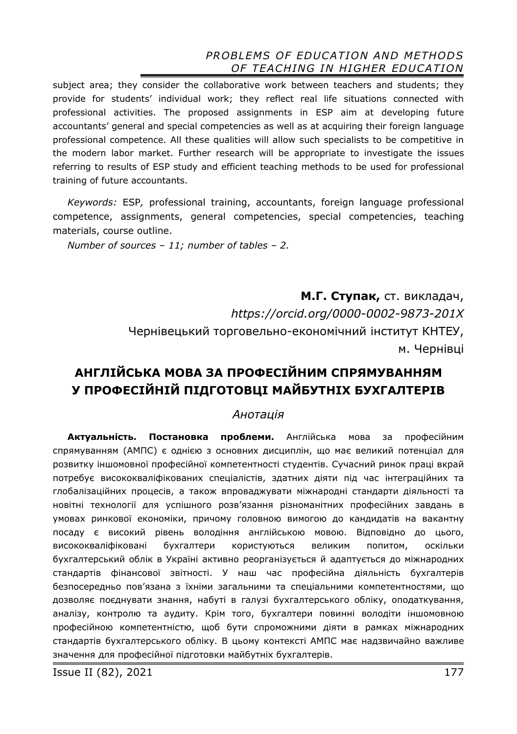subject area; they consider the collaborative work between teachers and students; they provide for students' individual work; they reflect real life situations connected with professional activities. The proposed assignments in ESP aim at developing future accountants' general and special competencies as well as at acquiring their foreign language professional competence. All these qualities will allow such specialists to be competitive in the modern labor market. Further research will be appropriate to investigate the issues referring to results of ESP study and efficient teaching methods to be used for professional training of future accountants.

*Keywords:* ESP*,* professional training, accountants, foreign language professional competence, assignments, general competencies, special competencies, teaching materials, course outline.

*Number of sources – 11; number of tables – 2.*

**М.Г. Ступак,** ст. викладач,
*https://orcid.org/0000-0002-9873-201X*
Чернівецький торговельно-економічний інститут КНТЕУ,
м. Чернівці

## АНГЛІЙСЬКА МОВА ЗА ПРОФЕСІЙНИМ СПРЯМУВАННЯМ У ПРОФЕСІЙНІЙ ПІДГОТОВЦІ МАЙБУТНІХ БУХГАЛТЕРІВ

*Анотація*

**Актуальність. Постановка проблеми.** Англійська мова за професійним спрямуванням (АМПС) є однією з основних дисциплін, що має великий потенціал для розвитку іншомовної професійної компетентності студентів. Сучасний ринок праці вкрай потребує висококваліфікованих спеціалістів, здатних діяти під час інтеграційних та глобалізаційних процесів, а також впроваджувати міжнародні стандарти діяльності та новітні технології для успішного розв'язання різноманітних професійних завдань в умовах ринкової економіки, причому головною вимогою до кандидатів на вакантну посаду є високий рівень володіння англійською мовою. Відповідно до цього, висококваліфіковані бухгалтери користуються великим попитом, оскільки бухгалтерський облік в Україні активно реорганізується й адаптується до міжнародних стандартів фінансової звітності. У наш час професійна діяльність бухгалтерів безпосередньо пов'язана з їхніми загальними та спеціальними компетентностями, що дозволяє поєднувати знання, набуті в галузі бухгалтерського обліку, оподаткування, аналізу, контролю та аудиту. Крім того, бухгалтери повинні володіти іншомовною професійною компетентністю, щоб бути спроможними діяти в рамках міжнародних стандартів бухгалтерського обліку. В цьому контексті АМПС має надзвичайно важливе значення для професійної підготовки майбутніх бухгалтерів.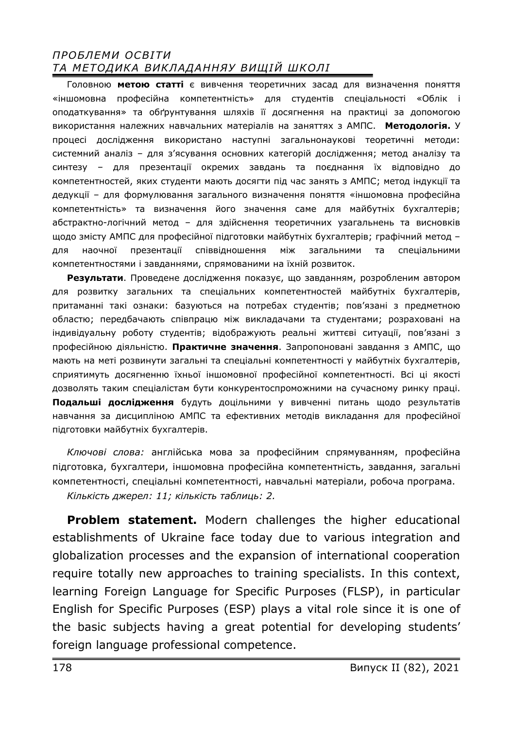Головною **метою статті** є вивчення теоретичних засад для визначення поняття «іншомовна професійна компетентність» для студентів спеціальності «Облік і оподаткування» та обґрунтування шляхів її досягнення на практиці за допомогою використання належних навчальних матеріалів на заняттях з АМПС. **Методологія.** У процесі дослідження використано наступні загальнонаукові теоретичні методи: системний аналіз – для з'ясування основних категорій дослідження; метод аналізу та синтезу – для презентації окремих завдань та поєднання їх відповідно до компетентностей, яких студенти мають досягти під час занять з АМПС; метод індукції та дедукції – для формулювання загального визначення поняття «іншомовна професійна компетентність» та визначення його значення саме для майбутніх бухгалтерів; абстрактно-логічний метод – для здійснення теоретичних узагальнень та висновків щодо змісту АМПС для професійної підготовки майбутніх бухгалтерів; графічний метод – для наочної презентації співвідношення між загальними та спеціальними компетентностями і завданнями, спрямованими на їхній розвиток.

**Результати**. Проведене дослідження показує, що завданням, розробленим автором для розвитку загальних та спеціальних компетентностей майбутніх бухгалтерів, притаманні такі ознаки: базуються на потребах студентів; пов'язані з предметною областю; передбачають співпрацю між викладачами та студентами; розраховані на індивідуальну роботу студентів; відображують реальні життєві ситуації, пов'язані з професійною діяльністю. **Практичне значення**. Запропоновані завдання з АМПС, що мають на меті розвинути загальні та спеціальні компетентності у майбутніх бухгалтерів, сприятимуть досягненню їхньої іншомовної професійної компетентності. Всі ці якості дозволять таким спеціалістам бути конкурентоспроможними на сучасному ринку праці. **Подальші дослідження** будуть доцільними у вивченні питань щодо результатів навчання за дисципліною АМПС та ефективних методів викладання для професійної підготовки майбутніх бухгалтерів.

*Ключові слова:* англійська мова за професійним спрямуванням, професійна підготовка, бухгалтери, іншомовна професійна компетентність, завдання, загальні компетентності, спеціальні компетентності, навчальні матеріали, робоча програма.

*Кількість джерел: 11; кількість таблиць: 2.*

**Problem statement.** Modern challenges the higher educational establishments of Ukraine face today due to various integration and globalization processes and the expansion of international cooperation require totally new approaches to training specialists. In this context, learning Foreign Language for Specific Purposes (FLSP), in particular English for Specific Purposes (ESP) plays a vital role since it is one of the basic subjects having a great potential for developing students' foreign language professional competence.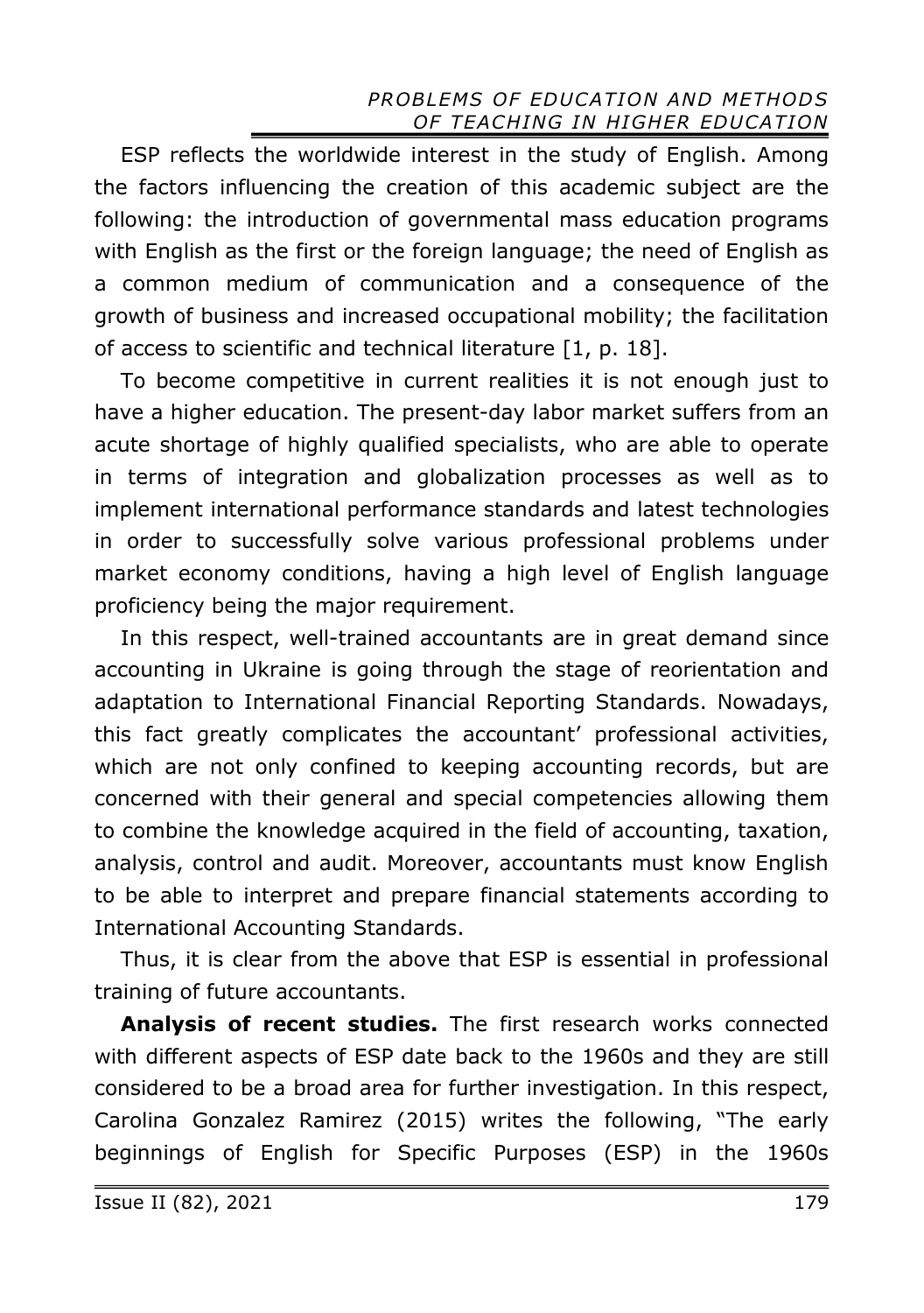ESP reflects the worldwide interest in the study of English. Among the factors influencing the creation of this academic subject are the following: the introduction of governmental mass education programs with English as the first or the foreign language; the need of English as a common medium of communication and a consequence of the growth of business and increased occupational mobility; the facilitation of access to scientific and technical literature [1, p. 18].

To become competitive in current realities it is not enough just to have a higher education. The present-day labor market suffers from an acute shortage of highly qualified specialists, who are able to operate in terms of integration and globalization processes as well as to implement international performance standards and latest technologies in order to successfully solve various professional problems under market economy conditions, having a high level of English language proficiency being the major requirement.

In this respect, well-trained accountants are in great demand since accounting in Ukraine is going through the stage of reorientation and adaptation to International Financial Reporting Standards. Nowadays, this fact greatly complicates the accountant' professional activities, which are not only confined to keeping accounting records, but are concerned with their general and special competencies allowing them to combine the knowledge acquired in the field of accounting, taxation, analysis, control and audit. Moreover, accountants must know English to be able to interpret and prepare financial statements according to International Accounting Standards.

Thus, it is clear from the above that ESP is essential in professional training of future accountants.

**Analysis of recent studies.** The first research works connected with different aspects of ESP date back to the 1960s and they are still considered to be a broad area for further investigation. In this respect, Carolina Gonzalez Ramirez (2015) writes the following, "The early beginnings of English for Specific Purposes (ESP) in the 1960s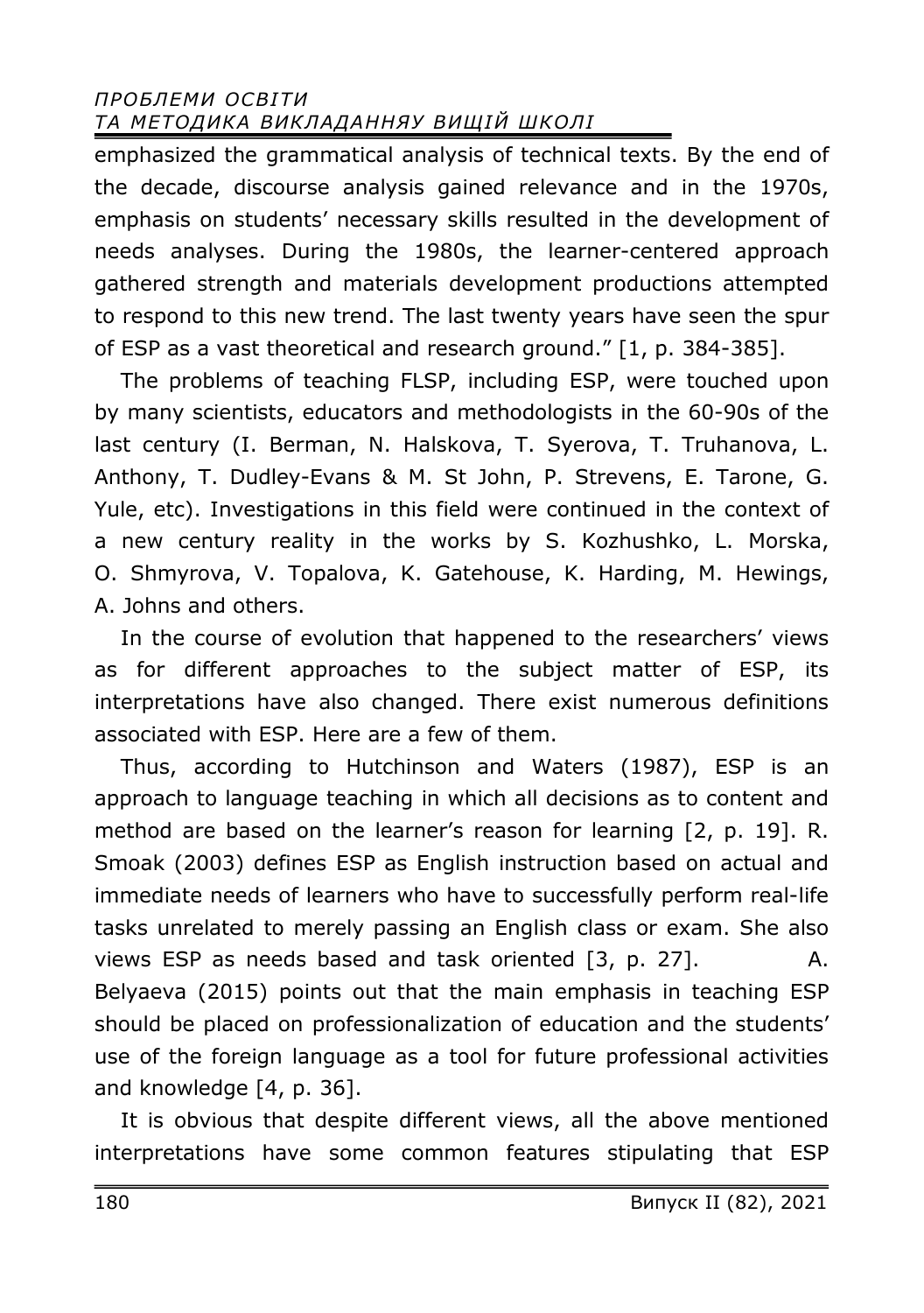emphasized the grammatical analysis of technical texts. By the end of the decade, discourse analysis gained relevance and in the 1970s, emphasis on students' necessary skills resulted in the development of needs analyses. During the 1980s, the learner-centered approach gathered strength and materials development productions attempted to respond to this new trend. The last twenty years have seen the spur of ESP as a vast theoretical and research ground." [1, p. 384-385].

The problems of teaching FLSP, including ESP, were touched upon by many scientists, educators and methodologists in the 60-90s of the last century (I. Berman, N. Halskova, T. Syerova, T. Truhanova, L. Anthony, T. Dudley-Evans & M. St John, P. Strevens, E. Tarone, G. Yule, etc). Investigations in this field were continued in the context of a new century reality in the works by S. Kozhushko, L. Morska, O. Shmyrova, V. Topalova, K. Gatehouse, K. Harding, M. Hewings, A. Johns and others.

In the course of evolution that happened to the researchers' views as for different approaches to the subject matter of ESP, its interpretations have also changed. There exist numerous definitions associated with ESP. Here are a few of them.

Thus, according to Hutchinson and Waters (1987), ESP is an approach to language teaching in which all decisions as to content and method are based on the learner's reason for learning [2, p. 19]. R. Smoak (2003) defines ESP as English instruction based on actual and immediate needs of learners who have to successfully perform real-life tasks unrelated to merely passing an English class or exam. She also views ESP as needs based and task oriented [3, p. 27]. A. Belyaeva (2015) points out that the main emphasis in teaching ESP should be placed on professionalization of education and the students' use of the foreign language as a tool for future professional activities and knowledge [4, p. 36].

It is obvious that despite different views, all the above mentioned interpretations have some common features stipulating that ESP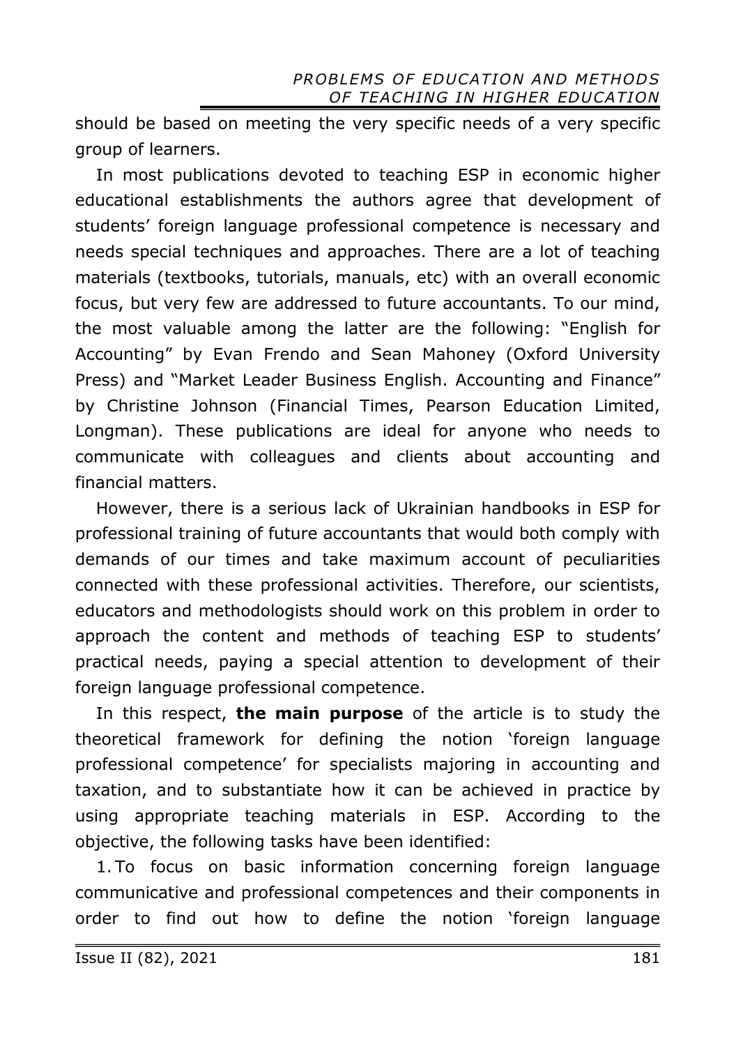should be based on meeting the very specific needs of a very specific group of learners.

In most publications devoted to teaching ESP in economic higher educational establishments the authors agree that development of students' foreign language professional competence is necessary and needs special techniques and approaches. There are a lot of teaching materials (textbooks, tutorials, manuals, etc) with an overall economic focus, but very few are addressed to future accountants. To our mind, the most valuable among the latter are the following: "English for Accounting" by Evan Frendo and Sean Mahoney (Oxford University Press) and "Market Leader Business English. Accounting and Finance" by Christine Johnson (Financial Times, Pearson Education Limited, Longman). These publications are ideal for anyone who needs to communicate with colleagues and clients about accounting and financial matters.

However, there is a serious lack of Ukrainian handbooks in ESP for professional training of future accountants that would both comply with demands of our times and take maximum account of peculiarities connected with these professional activities. Therefore, our scientists, educators and methodologists should work on this problem in order to approach the content and methods of teaching ESP to students' practical needs, paying a special attention to development of their foreign language professional competence.

In this respect, **the main purpose** of the article is to study the theoretical framework for defining the notion 'foreign language professional competence' for specialists majoring in accounting and taxation, and to substantiate how it can be achieved in practice by using appropriate teaching materials in ESP. According to the objective, the following tasks have been identified:

1. To focus on basic information concerning foreign language communicative and professional competences and their components in order to find out how to define the notion 'foreign language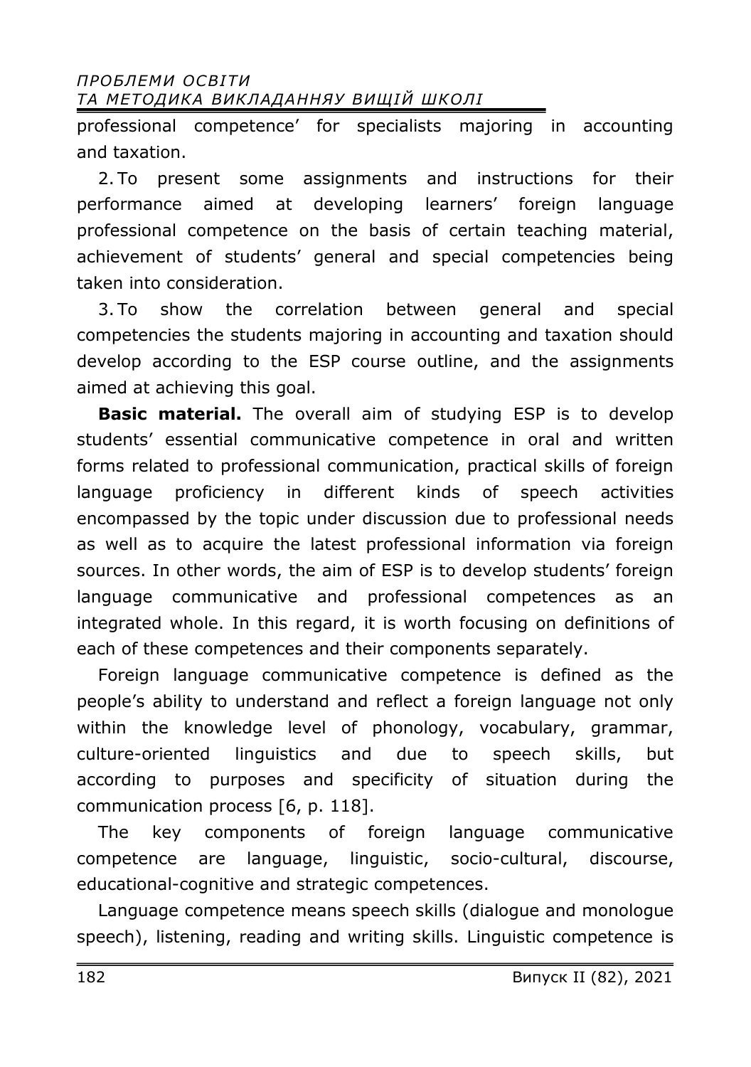professional competence' for specialists majoring in accounting and taxation.

2. To present some assignments and instructions for their performance aimed at developing learners' foreign language professional competence on the basis of certain teaching material, achievement of students' general and special competencies being taken into consideration.

3. To show the correlation between general and special competencies the students majoring in accounting and taxation should develop according to the ESP course outline, and the assignments aimed at achieving this goal.

**Basic material.** The overall aim of studying ESP is to develop students' essential communicative competence in oral and written forms related to professional communication, practical skills of foreign language proficiency in different kinds of speech activities encompassed by the topic under discussion due to professional needs as well as to acquire the latest professional information via foreign sources. In other words, the aim of ESP is to develop students' foreign language communicative and professional competences as an integrated whole. In this regard, it is worth focusing on definitions of each of these competences and their components separately.

Foreign language communicative competence is defined as the people's ability to understand and reflect a foreign language not only within the knowledge level of phonology, vocabulary, grammar, culture-oriented linguistics and due to speech skills, but according to purposes and specificity of situation during the communication process [6, p. 118].

The key components of foreign language communicative competence are language, linguistic, socio-cultural, discourse, educational-cognitive and strategic competences.

Language competence means speech skills (dialogue and monologue speech), listening, reading and writing skills. Linguistic competence is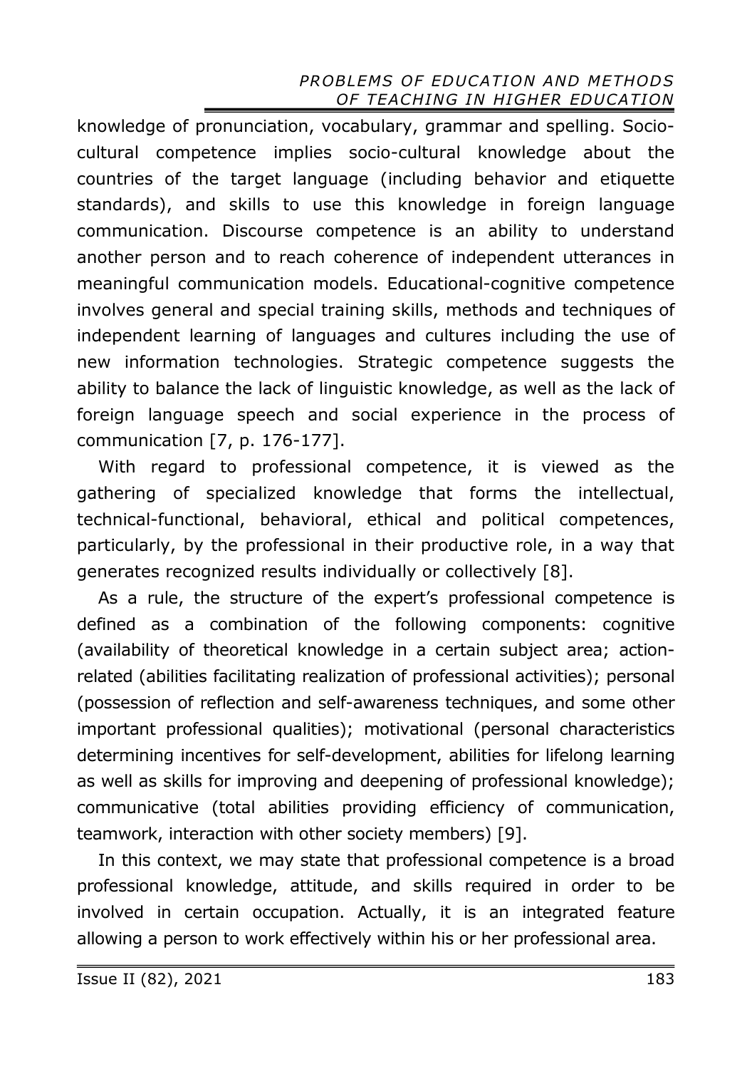knowledge of pronunciation, vocabulary, grammar and spelling. Socio-cultural competence implies socio-cultural knowledge about the countries of the target language (including behavior and etiquette standards), and skills to use this knowledge in foreign language communication. Discourse competence is an ability to understand another person and to reach coherence of independent utterances in meaningful communication models. Educational-cognitive competence involves general and special training skills, methods and techniques of independent learning of languages and cultures including the use of new information technologies. Strategic competence suggests the ability to balance the lack of linguistic knowledge, as well as the lack of foreign language speech and social experience in the process of communication [7, p. 176-177].

With regard to professional competence, it is viewed as the gathering of specialized knowledge that forms the intellectual, technical-functional, behavioral, ethical and political competences, particularly, by the professional in their productive role, in a way that generates recognized results individually or collectively [8].

As a rule, the structure of the expert's professional competence is defined as a combination of the following components: cognitive (availability of theoretical knowledge in a certain subject area; action-related (abilities facilitating realization of professional activities); personal (possession of reflection and self-awareness techniques, and some other important professional qualities); motivational (personal characteristics determining incentives for self-development, abilities for lifelong learning as well as skills for improving and deepening of professional knowledge); communicative (total abilities providing efficiency of communication, teamwork, interaction with other society members) [9].

In this context, we may state that professional competence is a broad professional knowledge, attitude, and skills required in order to be involved in certain occupation. Actually, it is an integrated feature allowing a person to work effectively within his or her professional area.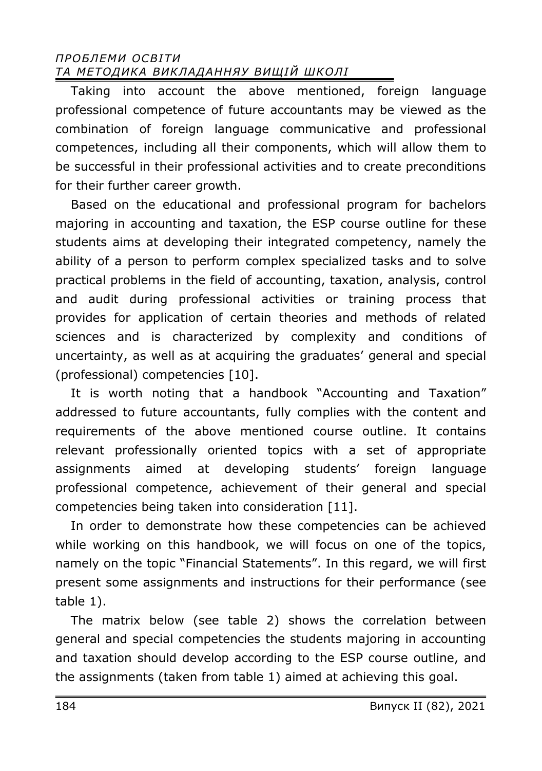Taking into account the above mentioned, foreign language professional competence of future accountants may be viewed as the combination of foreign language communicative and professional competences, including all their components, which will allow them to be successful in their professional activities and to create preconditions for their further career growth.

Based on the educational and professional program for bachelors majoring in accounting and taxation, the ESP course outline for these students aims at developing their integrated competency, namely the ability of a person to perform complex specialized tasks and to solve practical problems in the field of accounting, taxation, analysis, control and audit during professional activities or training process that provides for application of certain theories and methods of related sciences and is characterized by complexity and conditions of uncertainty, as well as at acquiring the graduates' general and special (professional) competencies [10].

It is worth noting that a handbook "Accounting and Taxation" addressed to future accountants, fully complies with the content and requirements of the above mentioned course outline. It contains relevant professionally oriented topics with a set of appropriate assignments aimed at developing students' foreign language professional competence, achievement of their general and special competencies being taken into consideration [11].

In order to demonstrate how these competencies can be achieved while working on this handbook, we will focus on one of the topics, namely on the topic "Financial Statements". In this regard, we will first present some assignments and instructions for their performance (see table 1).

The matrix below (see table 2) shows the correlation between general and special competencies the students majoring in accounting and taxation should develop according to the ESP course outline, and the assignments (taken from table 1) aimed at achieving this goal.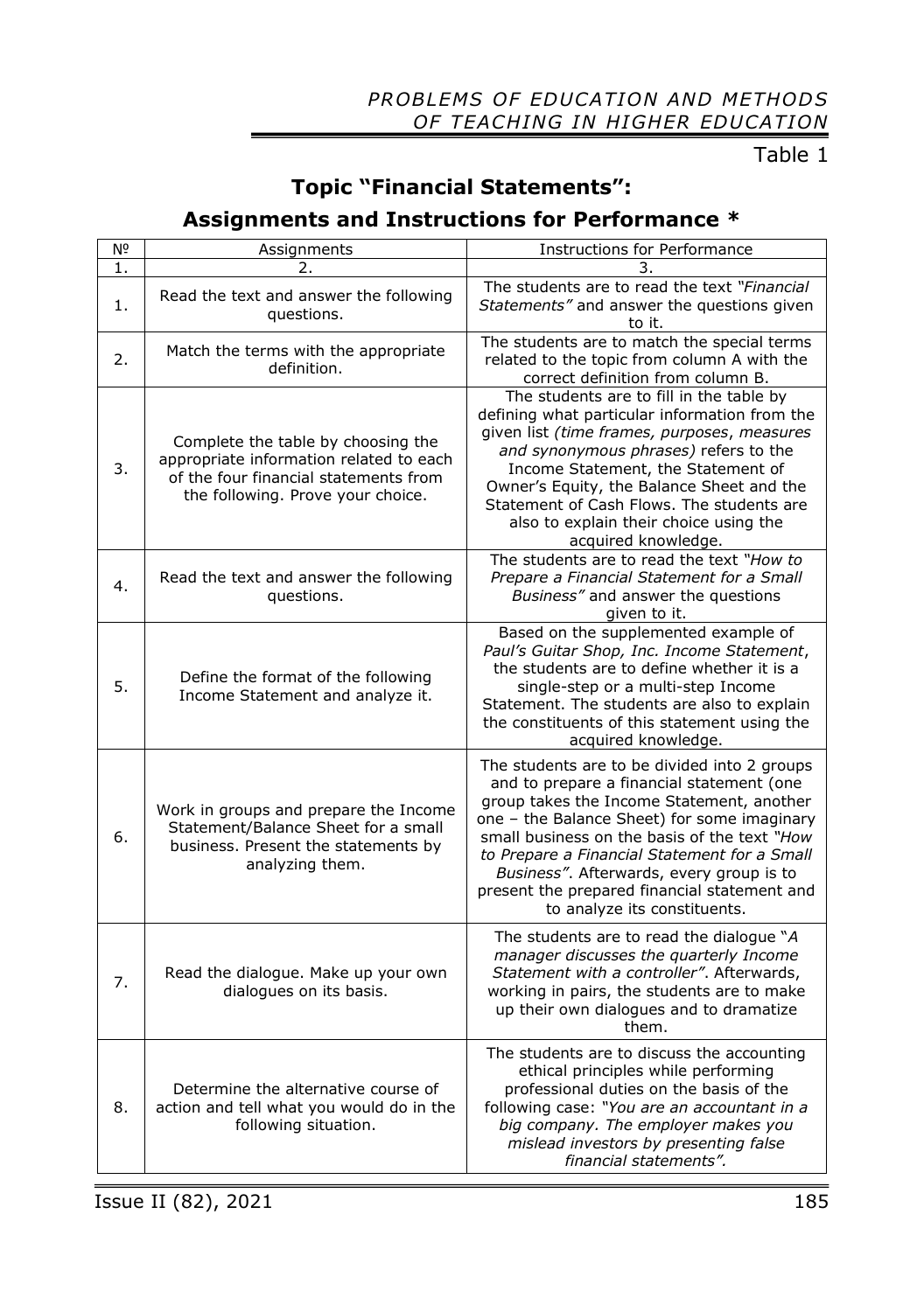Table 1

## Topic "Financial Statements": Assignments and Instructions for Performance *

| № | Assignments | Instructions for Performance |
|---|---|---|
| 1. | 2. | 3. |
| 1. | Read the text and answer the following questions. | The students are to read the text *"Financial Statements"* and answer the questions given to it. |
| 2. | Match the terms with the appropriate definition. | The students are to match the special terms related to the topic from column A with the correct definition from column B. |
| 3. | Complete the table by choosing the appropriate information related to each of the four financial statements from the following. Prove your choice. | The students are to fill in the table by defining what particular information from the given list *(time frames, purposes, measures and synonymous phrases)* refers to the Income Statement, the Statement of Owner's Equity, the Balance Sheet and the Statement of Cash Flows. The students are also to explain their choice using the acquired knowledge. |
| 4. | Read the text and answer the following questions. | The students are to read the text *"How to Prepare a Financial Statement for a Small Business"* and answer the questions given to it. |
| 5. | Define the format of the following Income Statement and analyze it. | Based on the supplemented example of *Paul's Guitar Shop, Inc. Income Statement*, the students are to define whether it is a single-step or a multi-step Income Statement. The students are also to explain the constituents of this statement using the acquired knowledge. |
| 6. | Work in groups and prepare the Income Statement/Balance Sheet for a small business. Present the statements by analyzing them. | The students are to be divided into 2 groups and to prepare a financial statement (one group takes the Income Statement, another one – the Balance Sheet) for some imaginary small business on the basis of the text *"How to Prepare a Financial Statement for a Small Business"*. Afterwards, every group is to present the prepared financial statement and to analyze its constituents. |
| 7. | Read the dialogue. Make up your own dialogues on its basis. | The students are to read the dialogue "*A manager discusses the quarterly Income Statement with a controller"*. Afterwards, working in pairs, the students are to make up their own dialogues and to dramatize them. |
| 8. | Determine the alternative course of action and tell what you would do in the following situation. | The students are to discuss the accounting ethical principles while performing professional duties on the basis of the following case: *"You are an accountant in a big company. The employer makes you mislead investors by presenting false financial statements".* |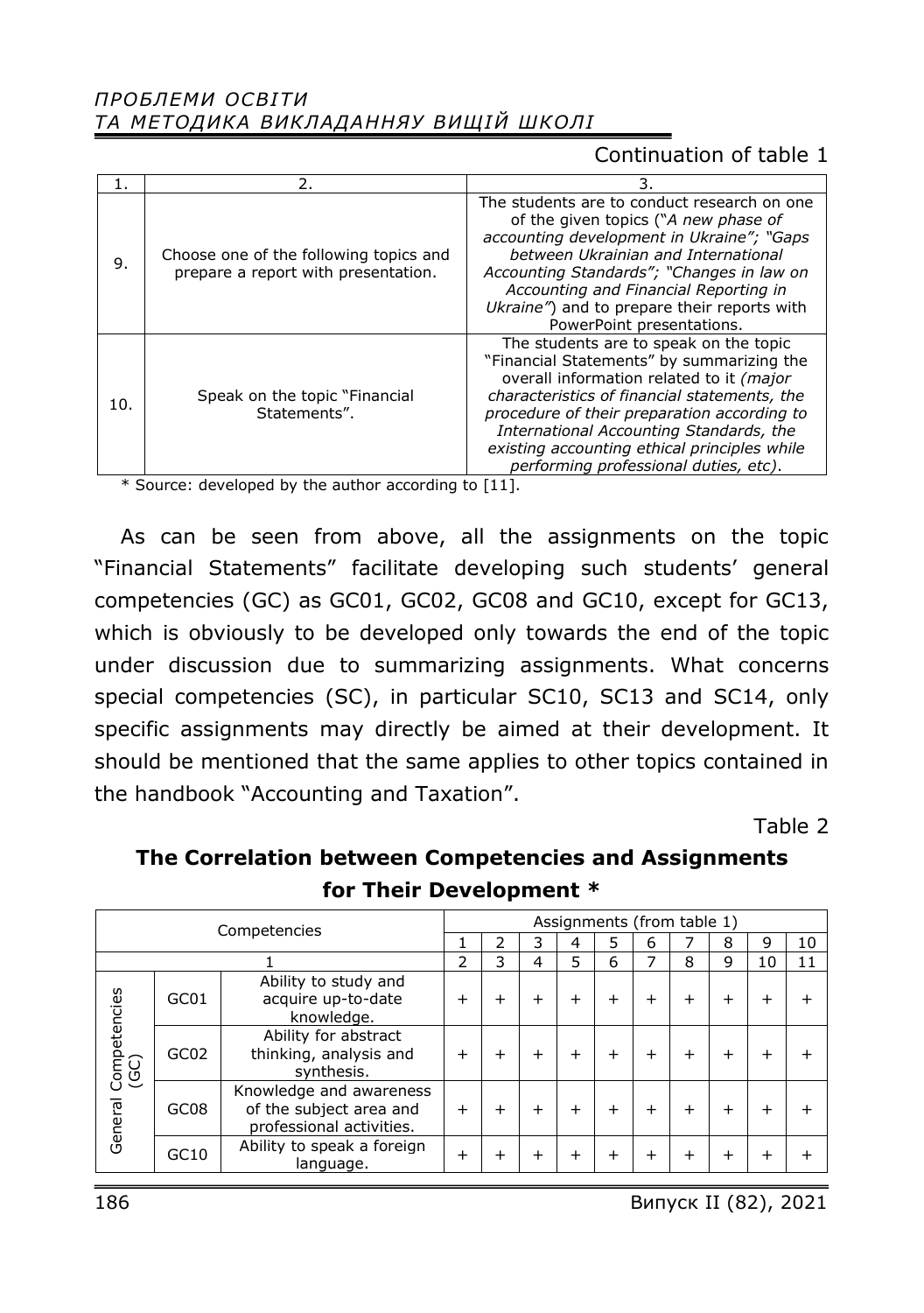Continuation of table 1

| 1. | 2. | 3. |
|---|---|---|
| 9. | Choose one of the following topics and prepare a report with presentation. | The students are to conduct research on one of the given topics ("*A new phase of accounting development in Ukraine"; "Gaps between Ukrainian and International Accounting Standards"; "Changes in law on Accounting and Financial Reporting in Ukraine"*) and to prepare their reports with PowerPoint presentations. |
| 10. | Speak on the topic "Financial Statements". | The students are to speak on the topic "Financial Statements" by summarizing the overall information related to it *(major characteristics of financial statements, the procedure of their preparation according to International Accounting Standards, the existing accounting ethical principles while performing professional duties, etc)*. |

\* Source: developed by the author according to [11].

As can be seen from above, all the assignments on the topic "Financial Statements" facilitate developing such students' general competencies (GC) as GC01, GC02, GC08 and GC10, except for GC13, which is obviously to be developed only towards the end of the topic under discussion due to summarizing assignments. What concerns special competencies (SC), in particular SC10, SC13 and SC14, only specific assignments may directly be aimed at their development. It should be mentioned that the same applies to other topics contained in the handbook "Accounting and Taxation".

Table 2

**The Correlation between Competencies and Assignments for Their Development \***

| Competencies | | | Assignments (from table 1) | | | | | | | | | |
|---|---|---|---|---|---|---|---|---|---|---|---|---|
| | | | 1 | 2 | 3 | 4 | 5 | 6 | 7 | 8 | 9 | 10 |
| 1 | | | 2 | 3 | 4 | 5 | 6 | 7 | 8 | 9 | 10 | 11 |
| General Competencies (GC) | GC01 | Ability to study and acquire up-to-date knowledge. | + | + | + | + | + | + | + | + | + | + |
| | GC02 | Ability for abstract thinking, analysis and synthesis. | + | + | + | + | + | + | + | + | + | + |
| | GC08 | Knowledge and awareness of the subject area and professional activities. | + | + | + | + | + | + | + | + | + | + |
| | GC10 | Ability to speak a foreign language. | + | + | + | + | + | + | + | + | + | + |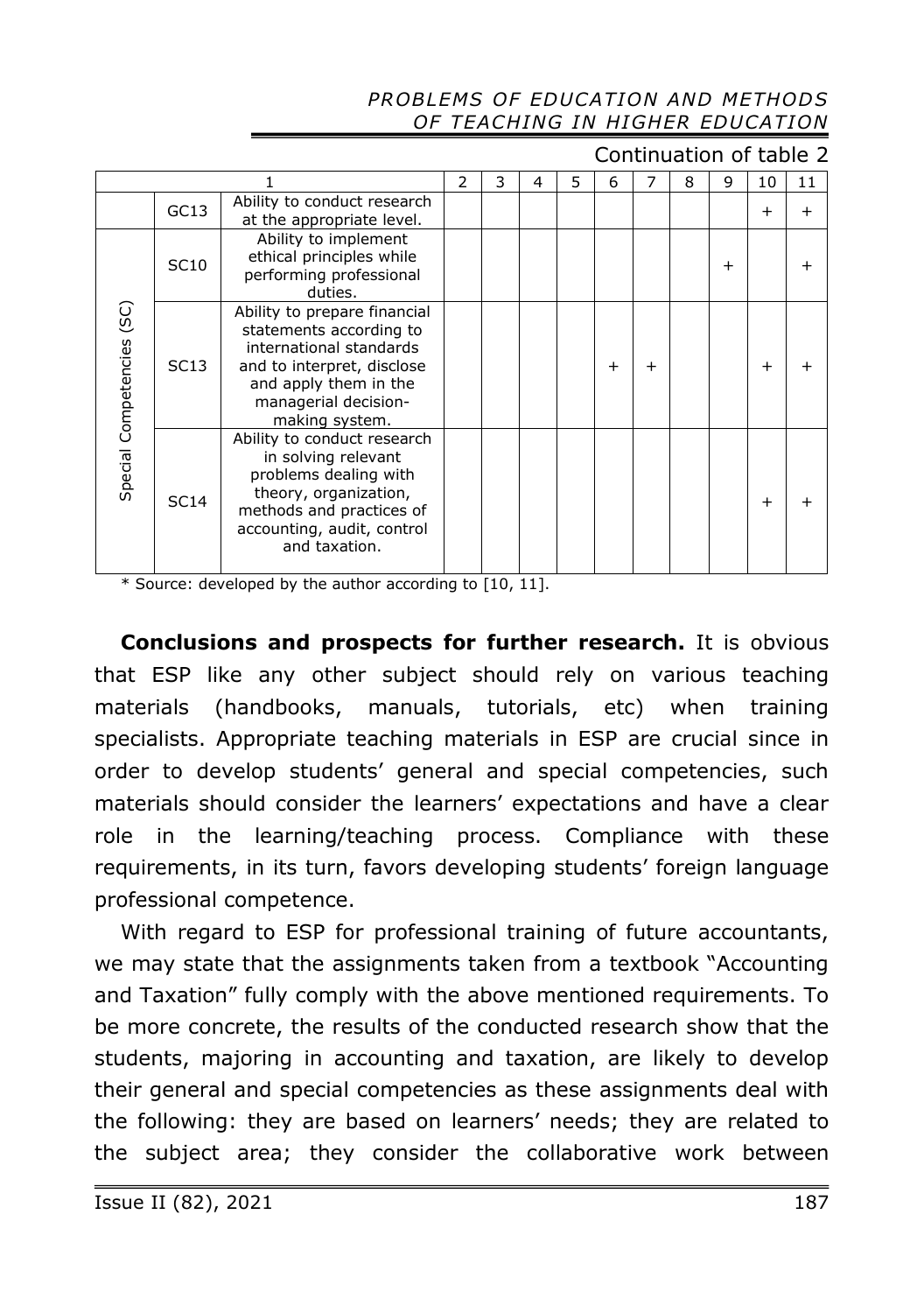Continuation of table 2

| 1 | | | 2 | 3 | 4 | 5 | 6 | 7 | 8 | 9 | 10 | 11 |
|---|---|---|---|---|---|---|---|---|---|---|---|---|
| | GC13 | Ability to conduct research at the appropriate level. | | | | | | | | | + | + |
| Special Competencies (SC) | SC10 | Ability to implement ethical principles while performing professional duties. | | | | | | | | + | | + |
| | SC13 | Ability to prepare financial statements according to international standards and to interpret, disclose and apply them in the managerial decision-making system. | | | | | + | + | | | + | + |
| | SC14 | Ability to conduct research in solving relevant problems dealing with theory, organization, methods and practices of accounting, audit, control and taxation. | | | | | | | | | + | + |

* Source: developed by the author according to [10, 11].

**Conclusions and prospects for further research.** It is obvious that ESP like any other subject should rely on various teaching materials (handbooks, manuals, tutorials, etc) when training specialists. Appropriate teaching materials in ESP are crucial since in order to develop students' general and special competencies, such materials should consider the learners' expectations and have a clear role in the learning/teaching process. Compliance with these requirements, in its turn, favors developing students' foreign language professional competence.

With regard to ESP for professional training of future accountants, we may state that the assignments taken from a textbook "Accounting and Taxation" fully comply with the above mentioned requirements. To be more concrete, the results of the conducted research show that the students, majoring in accounting and taxation, are likely to develop their general and special competencies as these assignments deal with the following: they are based on learners' needs; they are related to the subject area; they consider the collaborative work between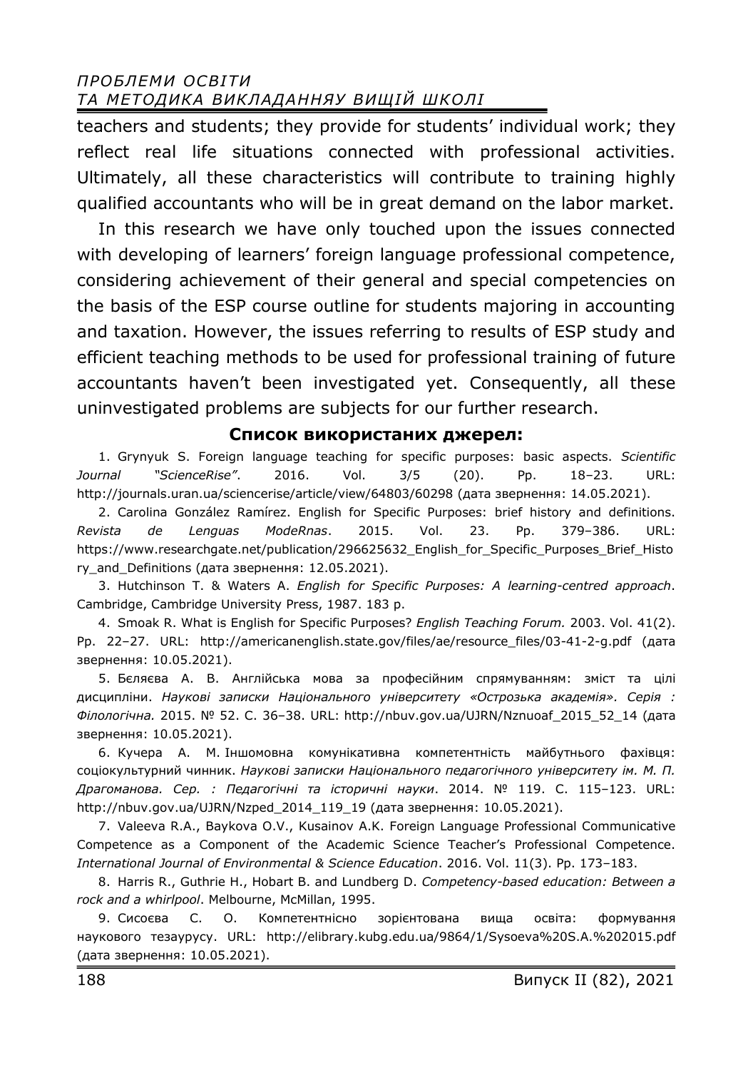teachers and students; they provide for students' individual work; they reflect real life situations connected with professional activities. Ultimately, all these characteristics will contribute to training highly qualified accountants who will be in great demand on the labor market.

In this research we have only touched upon the issues connected with developing of learners' foreign language professional competence, considering achievement of their general and special competencies on the basis of the ESP course outline for students majoring in accounting and taxation. However, the issues referring to results of ESP study and efficient teaching methods to be used for professional training of future accountants haven't been investigated yet. Consequently, all these uninvestigated problems are subjects for our further research.

**Список використаних джерел:**

1. Grynyuk S. Foreign language teaching for specific purposes: basic aspects. *Scientific Journal "ScienceRise"*. 2016. Vol. 3/5 (20). Pp. 18–23. URL: http://journals.uran.ua/sciencerise/article/view/64803/60298 (дата звернення: 14.05.2021).

2. Carolina González Ramírez. English for Specific Purposes: brief history and definitions. *Revista de Lenguas ModeRnas*. 2015. Vol. 23. Pp. 379–386. URL: https://www.researchgate.net/publication/296625632_English_for_Specific_Purposes_Brief_History_and_Definitions (дата звернення: 12.05.2021).

3. Hutchinson T. & Waters A. *English for Specific Purposes: A learning-centred approach*. Cambridge, Cambridge University Press, 1987. 183 p.

4. Smoak R. What is English for Specific Purposes? *English Teaching Forum.* 2003. Vol. 41(2). Pp. 22–27. URL: http://americanenglish.state.gov/files/ae/resource_files/03-41-2-g.pdf (дата звернення: 10.05.2021).

5. Бєляєва А. В. Англійська мова за професійним спрямуванням: зміст та цілі дисципліни. *Наукові записки Національного університету «Острозька академія». Серія : Філологічна.* 2015. № 52. С. 36–38. URL: http://nbuv.gov.ua/UJRN/Nznuoaf_2015_52_14 (дата звернення: 10.05.2021).

6. Кучера А. М. Іншомовна комунікативна компетентність майбутнього фахівця: соціокультурний чинник. *Наукові записки Національного педагогічного університету ім. М. П. Драгоманова. Сер. : Педагогічні та історичні науки*. 2014. № 119. С. 115–123. URL: http://nbuv.gov.ua/UJRN/Nzped_2014_119_19 (дата звернення: 10.05.2021).

7. Valeeva R.A., Baykova O.V., Kusainov A.K. Foreign Language Professional Communicative Competence as a Component of the Academic Science Teacher's Professional Competence. *International Journal of Environmental & Science Education*. 2016. Vol. 11(3). Pp. 173–183.

8. Harris R., Guthrie H., Hobart B. and Lundberg D. *Competency-based education: Between a rock and a whirlpool*. Melbourne, McMillan, 1995.

9. Сисоєва С. О. Компетентнісно зорієнтована вища освіта: формування наукового тезаурусу. URL: http://elibrary.kubg.edu.ua/9864/1/Sysoeva%20S.A.%202015.pdf (дата звернення: 10.05.2021).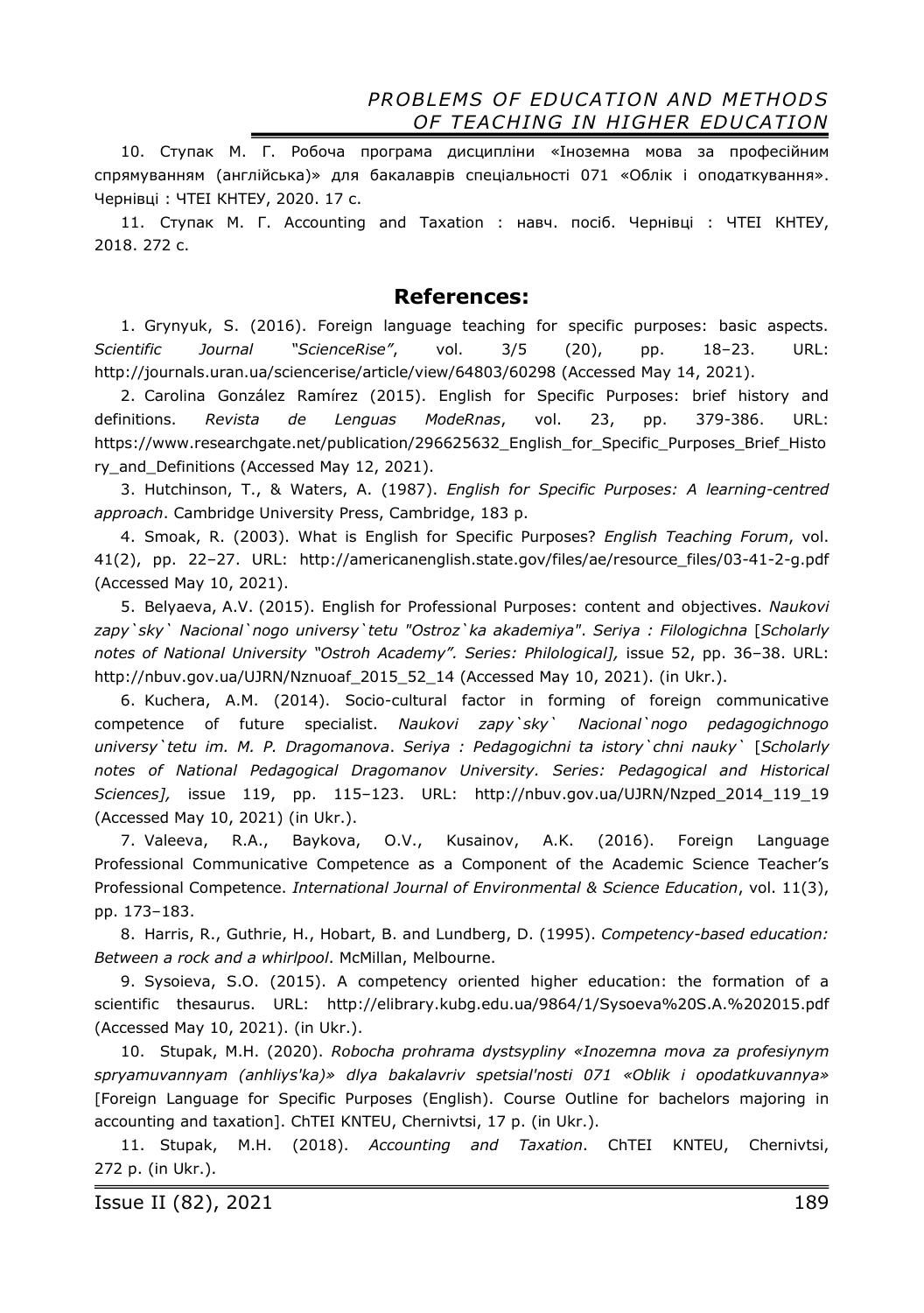10. Ступак М. Г. Робоча програма дисципліни «Іноземна мова за професійним спрямуванням (англійська)» для бакалаврів спеціальності 071 «Облік і оподаткування». Чернівці : ЧТЕІ КНТЕУ, 2020. 17 с.

11. Ступак М. Г. Accounting and Taxation : навч. посіб. Чернівці : ЧТЕІ КНТЕУ, 2018. 272 с.

## References:

1. Grynyuk, S. (2016). Foreign language teaching for specific purposes: basic aspects. *Scientific Journal "ScienceRise"*, vol. 3/5 (20), pp. 18–23. URL: http://journals.uran.ua/sciencerise/article/view/64803/60298 (Accessed May 14, 2021).

2. Carolina González Ramírez (2015). English for Specific Purposes: brief history and definitions. *Revista de Lenguas ModeRnas*, vol. 23, pp. 379-386. URL: https://www.researchgate.net/publication/296625632_English_for_Specific_Purposes_Brief_History_and_Definitions (Accessed May 12, 2021).

3. Hutchinson, T., & Waters, A. (1987). *English for Specific Purposes: A learning-centred approach*. Cambridge University Press, Cambridge, 183 p.

4. Smoak, R. (2003). What is English for Specific Purposes? *English Teaching Forum*, vol. 41(2), pp. 22–27. URL: http://americanenglish.state.gov/files/ae/resource_files/03-41-2-g.pdf (Accessed May 10, 2021).

5. Belyaeva, A.V. (2015). English for Professional Purposes: content and objectives. *Naukovi zapy`sky` Nacional`nogo universy`tetu "Ostroz`ka akademiya". Seriya : Filologichna* [*Scholarly notes of National University "Ostroh Academy". Series: Philological],* issue 52, pp. 36–38. URL: http://nbuv.gov.ua/UJRN/Nznuoaf_2015_52_14 (Accessed May 10, 2021). (in Ukr.).

6. Kuchera, A.M. (2014). Socio-cultural factor in forming of foreign communicative competence of future specialist. *Naukovi zapy`sky` Nacional`nogo pedagogichnogo universy`tetu im. M. P. Dragomanova*. *Seriya : Pedagogichni ta istory`chni nauky`* [*Scholarly notes of National Pedagogical Dragomanov University. Series: Pedagogical and Historical Sciences],* issue 119, pp. 115–123. URL: http://nbuv.gov.ua/UJRN/Nzped_2014_119_19 (Accessed May 10, 2021) (in Ukr.).

7. Valeeva, R.A., Baykova, O.V., Kusainov, A.K. (2016). Foreign Language Professional Communicative Competence as a Component of the Academic Science Teacher's Professional Competence. *International Journal of Environmental & Science Education*, vol. 11(3), pp. 173–183.

8. Harris, R., Guthrie, H., Hobart, B. and Lundberg, D. (1995). *Competency-based education: Between a rock and a whirlpool*. McMillan, Melbourne.

9. Sysoieva, S.O. (2015). A competency oriented higher education: the formation of a scientific thesaurus. URL: http://elibrary.kubg.edu.ua/9864/1/Sysoeva%20S.A.%202015.pdf (Accessed May 10, 2021). (in Ukr.).

10. Stupak, M.H. (2020). *Robocha prohrama dystsypliny «Inozemna mova za profesiynym spryamuvannyam (anhliys'ka)» dlya bakalavriv spetsial'nosti 071 «Oblik i opodatkuvannya»* [Foreign Language for Specific Purposes (English). Course Outline for bachelors majoring in accounting and taxation]. ChTEI KNTEU, Chernivtsi, 17 p. (in Ukr.).

11. Stupak, M.H. (2018). *Accounting and Taxation*. ChTEI KNTEU, Chernivtsi, 272 p. (in Ukr.).